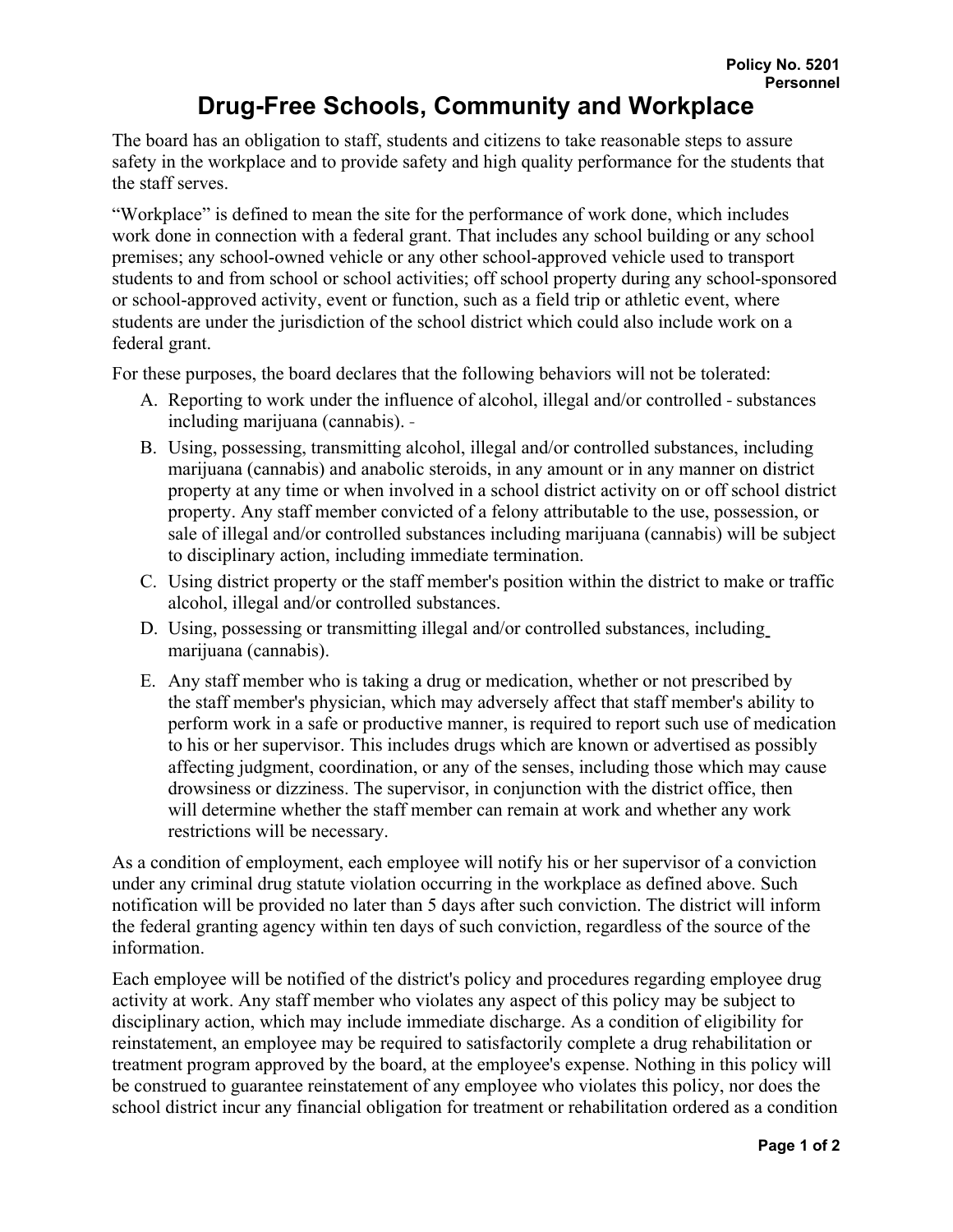**Policy No. 5201**
**Personnel**

# Drug-Free Schools, Community and Workplace

The board has an obligation to staff, students and citizens to take reasonable steps to assure safety in the workplace and to provide safety and high quality performance for the students that the staff serves.

"Workplace" is defined to mean the site for the performance of work done, which includes work done in connection with a federal grant. That includes any school building or any school premises; any school-owned vehicle or any other school-approved vehicle used to transport students to and from school or school activities; off school property during any school-sponsored or school-approved activity, event or function, such as a field trip or athletic event, where students are under the jurisdiction of the school district which could also include work on a federal grant.

For these purposes, the board declares that the following behaviors will not be tolerated:

A. Reporting to work under the influence of alcohol, illegal and/or controlled substances including marijuana (cannabis).

B. Using, possessing, transmitting alcohol, illegal and/or controlled substances, including marijuana (cannabis) and anabolic steroids, in any amount or in any manner on district property at any time or when involved in a school district activity on or off school district property. Any staff member convicted of a felony attributable to the use, possession, or sale of illegal and/or controlled substances including marijuana (cannabis) will be subject to disciplinary action, including immediate termination.

C. Using district property or the staff member's position within the district to make or traffic alcohol, illegal and/or controlled substances.

D. Using, possessing or transmitting illegal and/or controlled substances, including marijuana (cannabis).

E. Any staff member who is taking a drug or medication, whether or not prescribed by the staff member's physician, which may adversely affect that staff member's ability to perform work in a safe or productive manner, is required to report such use of medication to his or her supervisor. This includes drugs which are known or advertised as possibly affecting judgment, coordination, or any of the senses, including those which may cause drowsiness or dizziness. The supervisor, in conjunction with the district office, then will determine whether the staff member can remain at work and whether any work restrictions will be necessary.

As a condition of employment, each employee will notify his or her supervisor of a conviction under any criminal drug statute violation occurring in the workplace as defined above. Such notification will be provided no later than 5 days after such conviction. The district will inform the federal granting agency within ten days of such conviction, regardless of the source of the information.

Each employee will be notified of the district's policy and procedures regarding employee drug activity at work. Any staff member who violates any aspect of this policy may be subject to disciplinary action, which may include immediate discharge. As a condition of eligibility for reinstatement, an employee may be required to satisfactorily complete a drug rehabilitation or treatment program approved by the board, at the employee's expense. Nothing in this policy will be construed to guarantee reinstatement of any employee who violates this policy, nor does the school district incur any financial obligation for treatment or rehabilitation ordered as a condition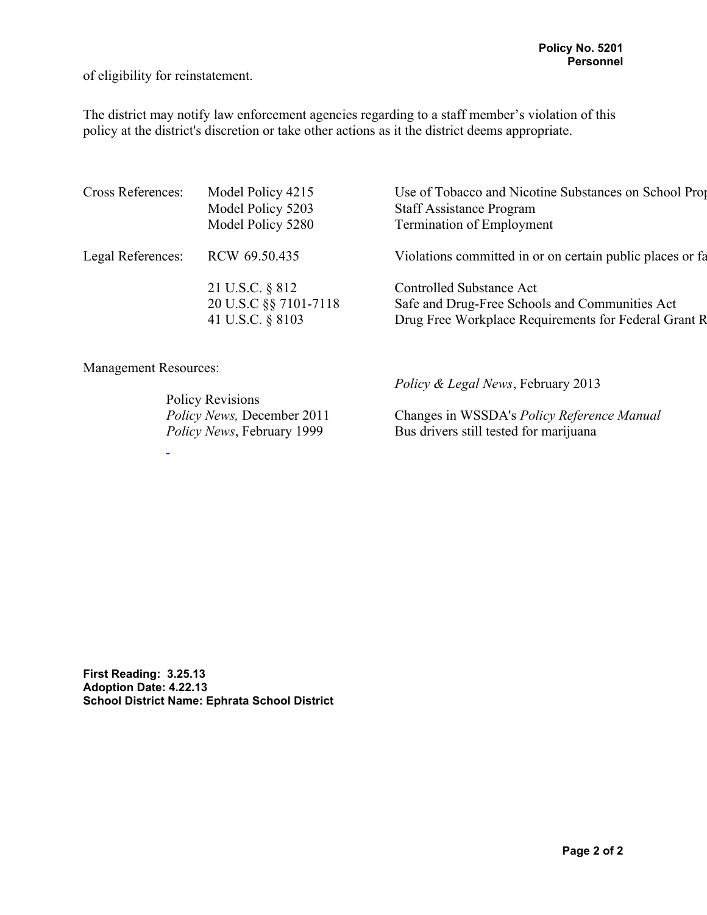of eligibility for reinstatement.

The district may notify law enforcement agencies regarding to a staff member's violation of this policy at the district's discretion or take other actions as it the district deems appropriate.

| | | |
|---|---|---|
| Cross References: | Model Policy 4215 | Use of Tobacco and Nicotine Substances on School Prop |
| | Model Policy 5203 | Staff Assistance Program |
| | Model Policy 5280 | Termination of Employment |
| Legal References: | RCW 69.50.435 | Violations committed in or on certain public places or fa |
| | 21 U.S.C. § 812 | Controlled Substance Act |
| | 20 U.S.C §§ 7101-7118 | Safe and Drug-Free Schools and Communities Act |
| | 41 U.S.C. § 8103 | Drug Free Workplace Requirements for Federal Grant R |

Management Resources:

| | |
|---|---|
| | *Policy & Legal News*, February 2013 |
| Policy Revisions | |
| *Policy News,* December 2011 | Changes in WSSDA's *Policy Reference Manual* |
| *Policy News*, February 1999 | Bus drivers still tested for marijuana |

**First Reading: 3.25.13**
**Adoption Date: 4.22.13**
**School District Name: Ephrata School District**